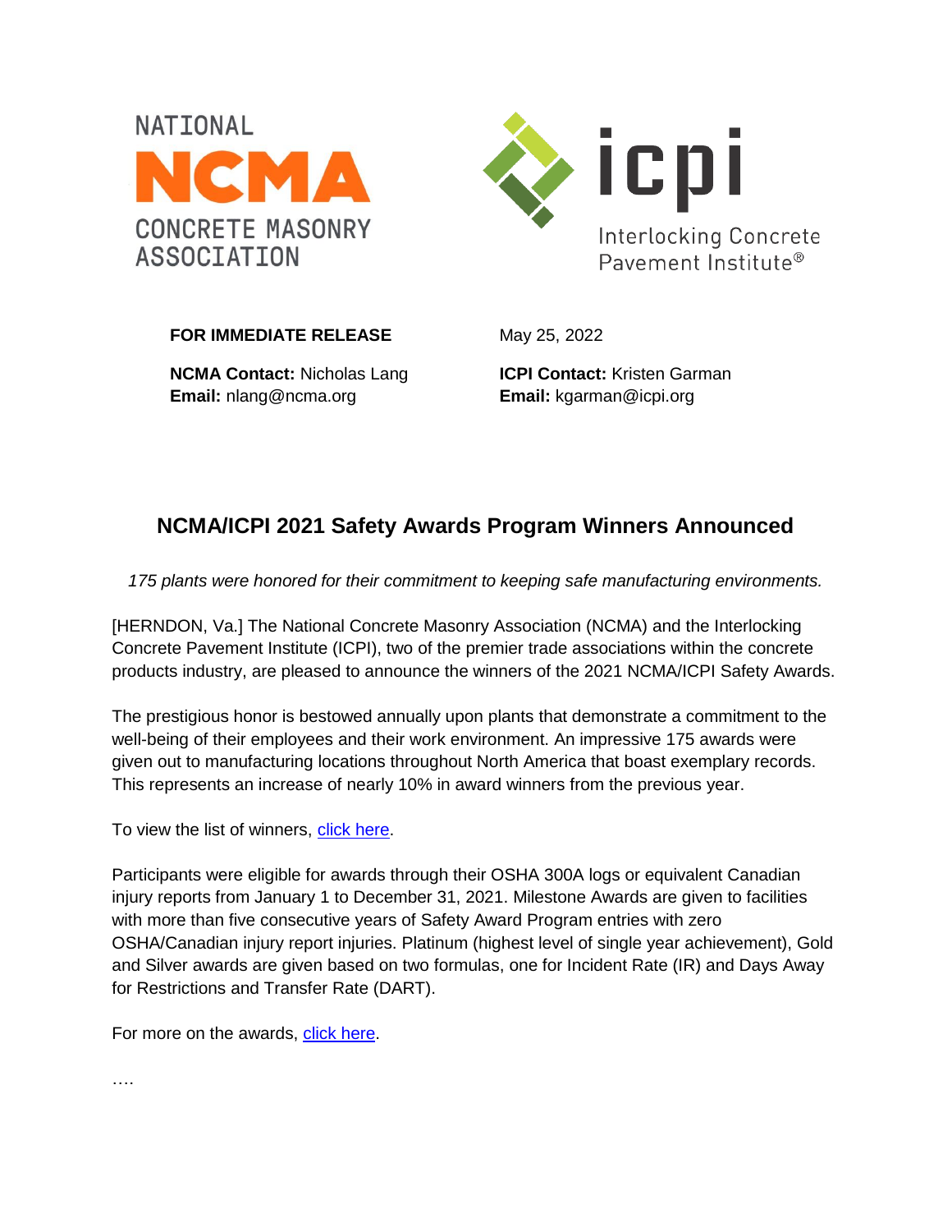NATIONAL **NCMA** CONCRETE MASONRY ASSOCIATION

icpi Interlocking Concrete Pavement Institute®

**FOR IMMEDIATE RELEASE**

May 25, 2022

**NCMA Contact:** Nicholas Lang
**Email:** nlang@ncma.org

**ICPI Contact:** Kristen Garman
**Email:** kgarman@icpi.org

# NCMA/ICPI 2021 Safety Awards Program Winners Announced

*175 plants were honored for their commitment to keeping safe manufacturing environments.*

[HERNDON, Va.] The National Concrete Masonry Association (NCMA) and the Interlocking Concrete Pavement Institute (ICPI), two of the premier trade associations within the concrete products industry, are pleased to announce the winners of the 2021 NCMA/ICPI Safety Awards.

The prestigious honor is bestowed annually upon plants that demonstrate a commitment to the well-being of their employees and their work environment. An impressive 175 awards were given out to manufacturing locations throughout North America that boast exemplary records. This represents an increase of nearly 10% in award winners from the previous year.

To view the list of winners, click here.

Participants were eligible for awards through their OSHA 300A logs or equivalent Canadian injury reports from January 1 to December 31, 2021. Milestone Awards are given to facilities with more than five consecutive years of Safety Award Program entries with zero OSHA/Canadian injury report injuries. Platinum (highest level of single year achievement), Gold and Silver awards are given based on two formulas, one for Incident Rate (IR) and Days Away for Restrictions and Transfer Rate (DART).

For more on the awards, click here.

….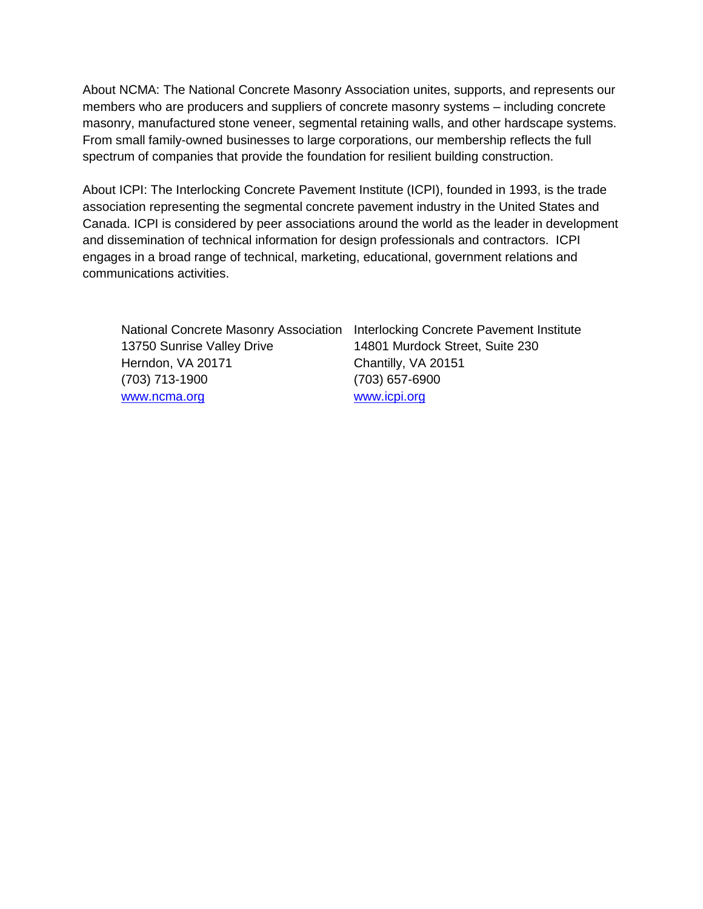About NCMA: The National Concrete Masonry Association unites, supports, and represents our members who are producers and suppliers of concrete masonry systems – including concrete masonry, manufactured stone veneer, segmental retaining walls, and other hardscape systems. From small family-owned businesses to large corporations, our membership reflects the full spectrum of companies that provide the foundation for resilient building construction.

About ICPI: The Interlocking Concrete Pavement Institute (ICPI), founded in 1993, is the trade association representing the segmental concrete pavement industry in the United States and Canada. ICPI is considered by peer associations around the world as the leader in development and dissemination of technical information for design professionals and contractors. ICPI engages in a broad range of technical, marketing, educational, government relations and communications activities.

National Concrete Masonry Association
13750 Sunrise Valley Drive
Herndon, VA 20171
(703) 713-1900
www.ncma.org

Interlocking Concrete Pavement Institute
14801 Murdock Street, Suite 230
Chantilly, VA 20151
(703) 657-6900
www.icpi.org